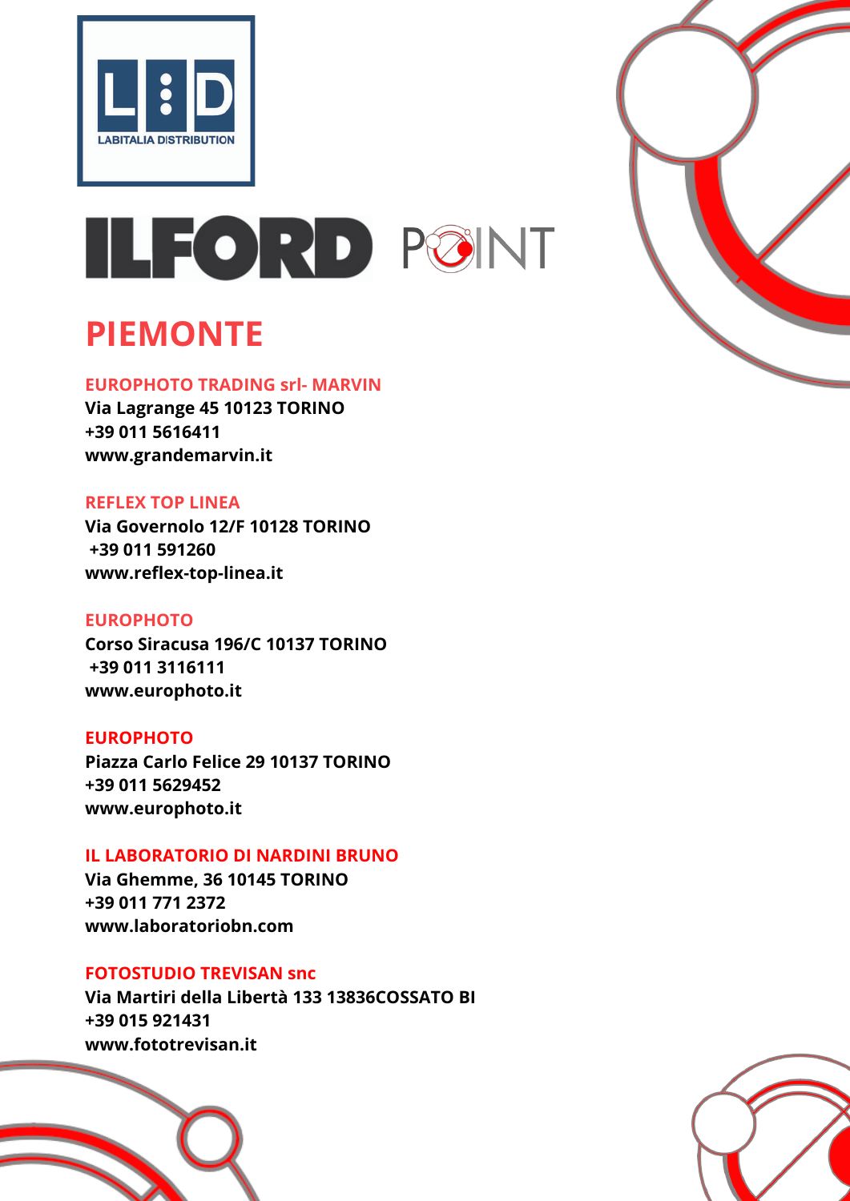LABITALIA DISTRIBUTION

ILFORD POINT

# PIEMONTE

**EUROPHOTO TRADING srl- MARVIN**
**Via Lagrange 45 10123 TORINO**
**+39 011 5616411**
**www.grandemarvin.it**

**REFLEX TOP LINEA**
**Via Governolo 12/F 10128 TORINO**
**+39 011 591260**
**www.reflex-top-linea.it**

**EUROPHOTO**
**Corso Siracusa 196/C 10137 TORINO**
**+39 011 3116111**
**www.europhoto.it**

**EUROPHOTO**
**Piazza Carlo Felice 29 10137 TORINO**
**+39 011 5629452**
**www.europhoto.it**

**IL LABORATORIO DI NARDINI BRUNO**
**Via Ghemme, 36 10145 TORINO**
**+39 011 771 2372**
**www.laboratoriobn.com**

**FOTOSTUDIO TREVISAN snc**
**Via Martiri della Libertà 133 13836COSSATO BI**
**+39 015 921431**
**www.fototrevisan.it**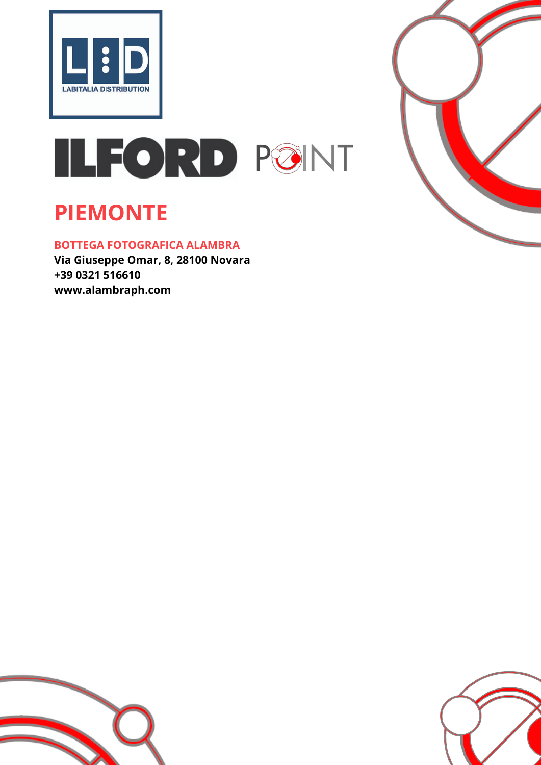# PIEMONTE

**BOTTEGA FOTOGRAFICA ALAMBRA**
**Via Giuseppe Omar, 8, 28100 Novara**
**+39 0321 516610**
**www.alambraph.com**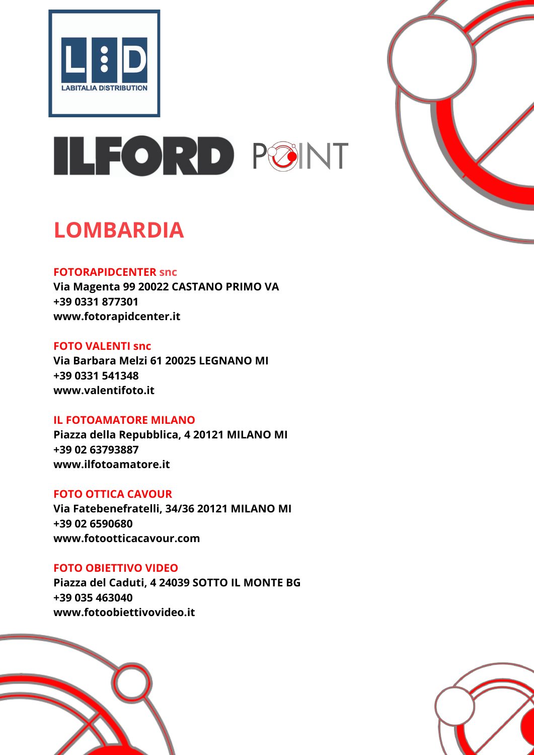LABITALIA DISTRIBUTION

ILFORD POINT

# LOMBARDIA

**FOTORAPIDCENTER snc**
**Via Magenta 99 20022 CASTANO PRIMO VA**
**+39 0331 877301**
**www.fotorapidcenter.it**

**FOTO VALENTI snc**
**Via Barbara Melzi 61 20025 LEGNANO MI**
**+39 0331 541348**
**www.valentifoto.it**

**IL FOTOAMATORE MILANO**
**Piazza della Repubblica, 4 20121 MILANO MI**
**+39 02 63793887**
**www.ilfotoamatore.it**

**FOTO OTTICA CAVOUR**
**Via Fatebenefratelli, 34/36 20121 MILANO MI**
**+39 02 6590680**
**www.fotootticacavour.com**

**FOTO OBIETTIVO VIDEO**
**Piazza del Caduti, 4 24039 SOTTO IL MONTE BG**
**+39 035 463040**
**www.fotoobiettivovideo.it**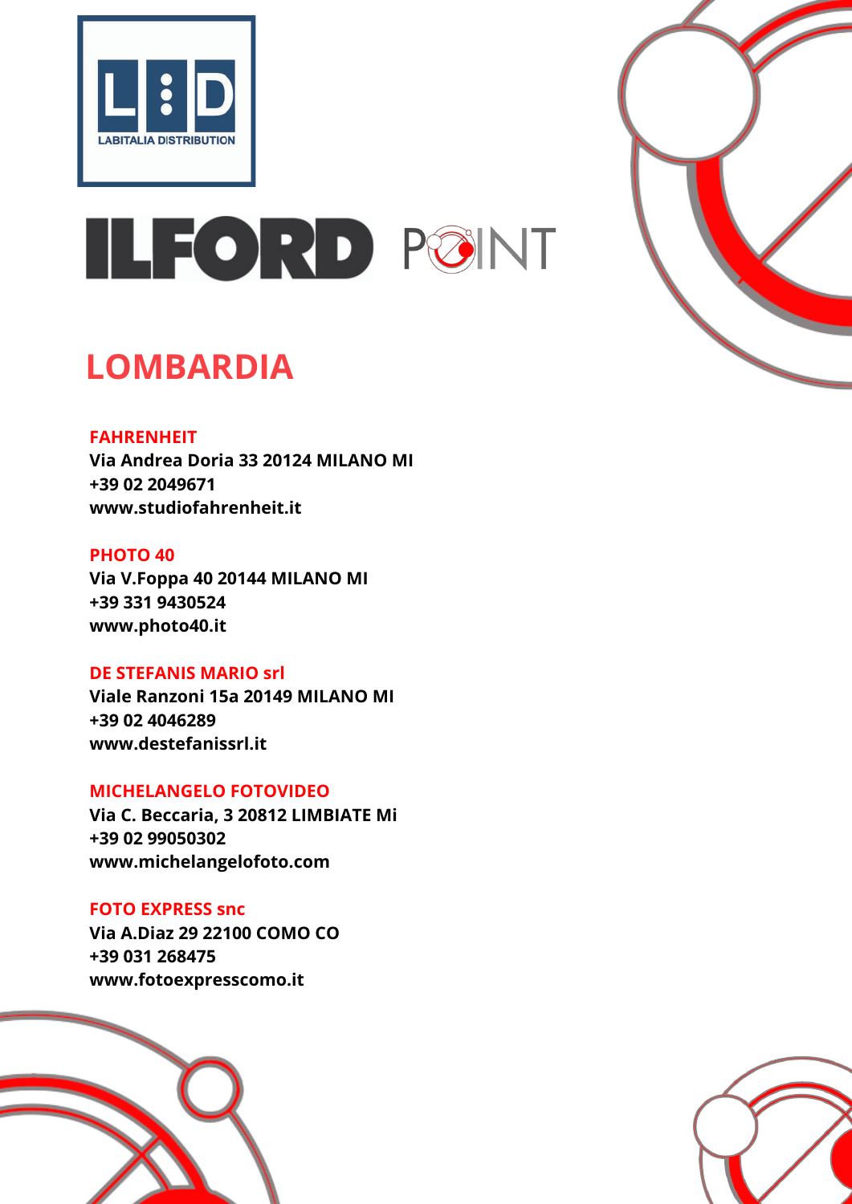LABITALIA DISTRIBUTION

ILFORD POINT

# LOMBARDIA

**FAHRENHEIT**
**Via Andrea Doria 33 20124 MILANO MI**
**+39 02 2049671**
**www.studiofahrenheit.it**

**PHOTO 40**
**Via V.Foppa 40 20144 MILANO MI**
**+39 331 9430524**
**www.photo40.it**

**DE STEFANIS MARIO srl**
**Viale Ranzoni 15a 20149 MILANO MI**
**+39 02 4046289**
**www.destefanissrl.it**

**MICHELANGELO FOTOVIDEO**
**Via C. Beccaria, 3 20812 LIMBIATE Mi**
**+39 02 99050302**
**www.michelangelofoto.com**

**FOTO EXPRESS snc**
**Via A.Diaz 29 22100 COMO CO**
**+39 031 268475**
**www.fotoexpresscomo.it**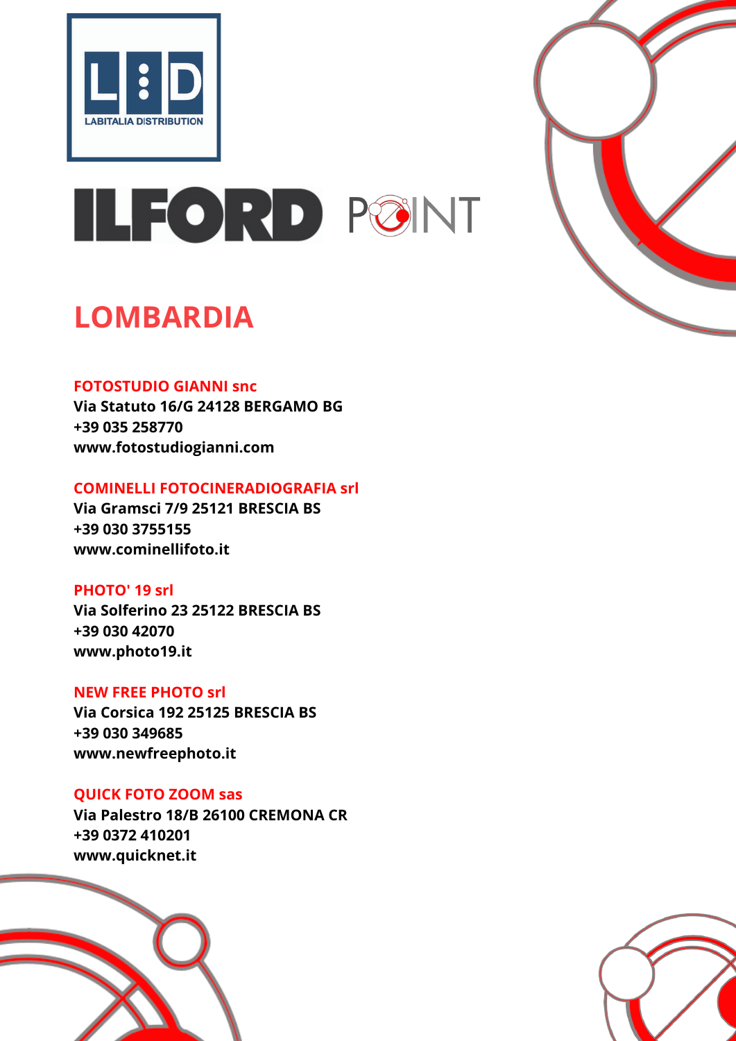LABITALIA DISTRIBUTION

ILFORD POINT

# LOMBARDIA

**FOTOSTUDIO GIANNI snc**
**Via Statuto 16/G 24128 BERGAMO BG**
**+39 035 258770**
**www.fotostudiogianni.com**

**COMINELLI FOTOCINERADIOGRAFIA srl**
**Via Gramsci 7/9 25121 BRESCIA BS**
**+39 030 3755155**
**www.cominellifoto.it**

**PHOTO' 19 srl**
**Via Solferino 23 25122 BRESCIA BS**
**+39 030 42070**
**www.photo19.it**

**NEW FREE PHOTO srl**
**Via Corsica 192 25125 BRESCIA BS**
**+39 030 349685**
**www.newfreephoto.it**

**QUICK FOTO ZOOM sas**
**Via Palestro 18/B 26100 CREMONA CR**
**+39 0372 410201**
**www.quicknet.it**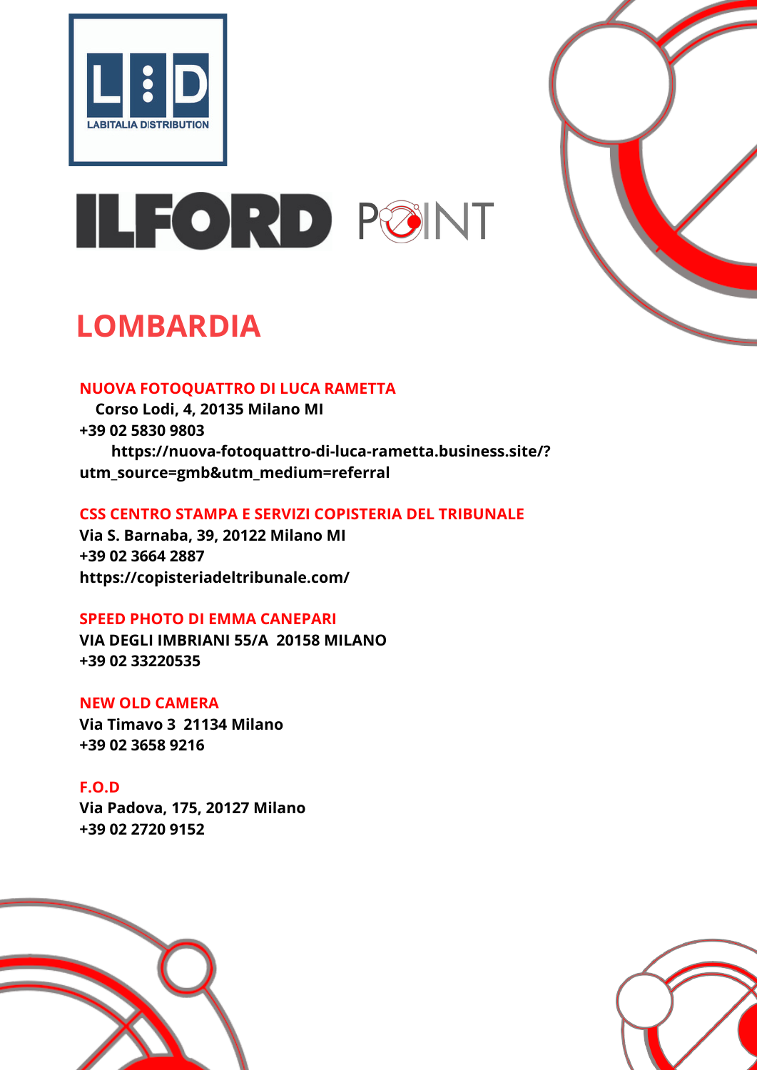LABITALIA DISTRIBUTION

ILFORD POINT

# LOMBARDIA

**NUOVA FOTOQUATTRO DI LUCA RAMETTA**
**Corso Lodi, 4, 20135 Milano MI**
**+39 02 5830 9803**
**https://nuova-fotoquattro-di-luca-rametta.business.site/?utm_source=gmb&utm_medium=referral**

**CSS CENTRO STAMPA E SERVIZI COPISTERIA DEL TRIBUNALE**
**Via S. Barnaba, 39, 20122 Milano MI**
**+39 02 3664 2887**
**https://copisteriadeltribunale.com/**

**SPEED PHOTO DI EMMA CANEPARI**
**VIA DEGLI IMBRIANI 55/A 20158 MILANO**
**+39 02 33220535**

**NEW OLD CAMERA**
**Via Timavo 3 21134 Milano**
**+39 02 3658 9216**

**F.O.D**
**Via Padova, 175, 20127 Milano**
**+39 02 2720 9152**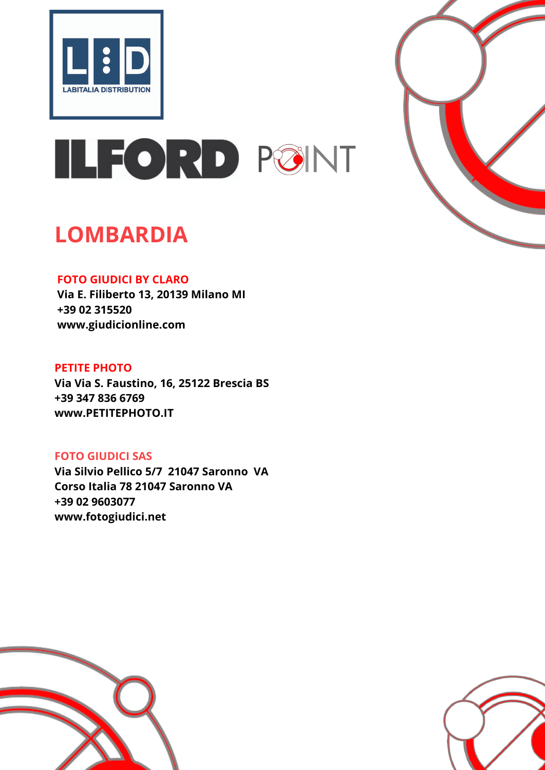# LOMBARDIA

**FOTO GIUDICI BY CLARO**
**Via E. Filiberto 13, 20139 Milano MI**
**+39 02 315520**
**www.giudicionline.com**

**PETITE PHOTO**
**Via Via S. Faustino, 16, 25122 Brescia BS**
**+39 347 836 6769**
**www.PETITEPHOTO.IT**

**FOTO GIUDICI SAS**
**Via Silvio Pellico 5/7 21047 Saronno VA**
**Corso Italia 78 21047 Saronno VA**
**+39 02 9603077**
**www.fotogiudici.net**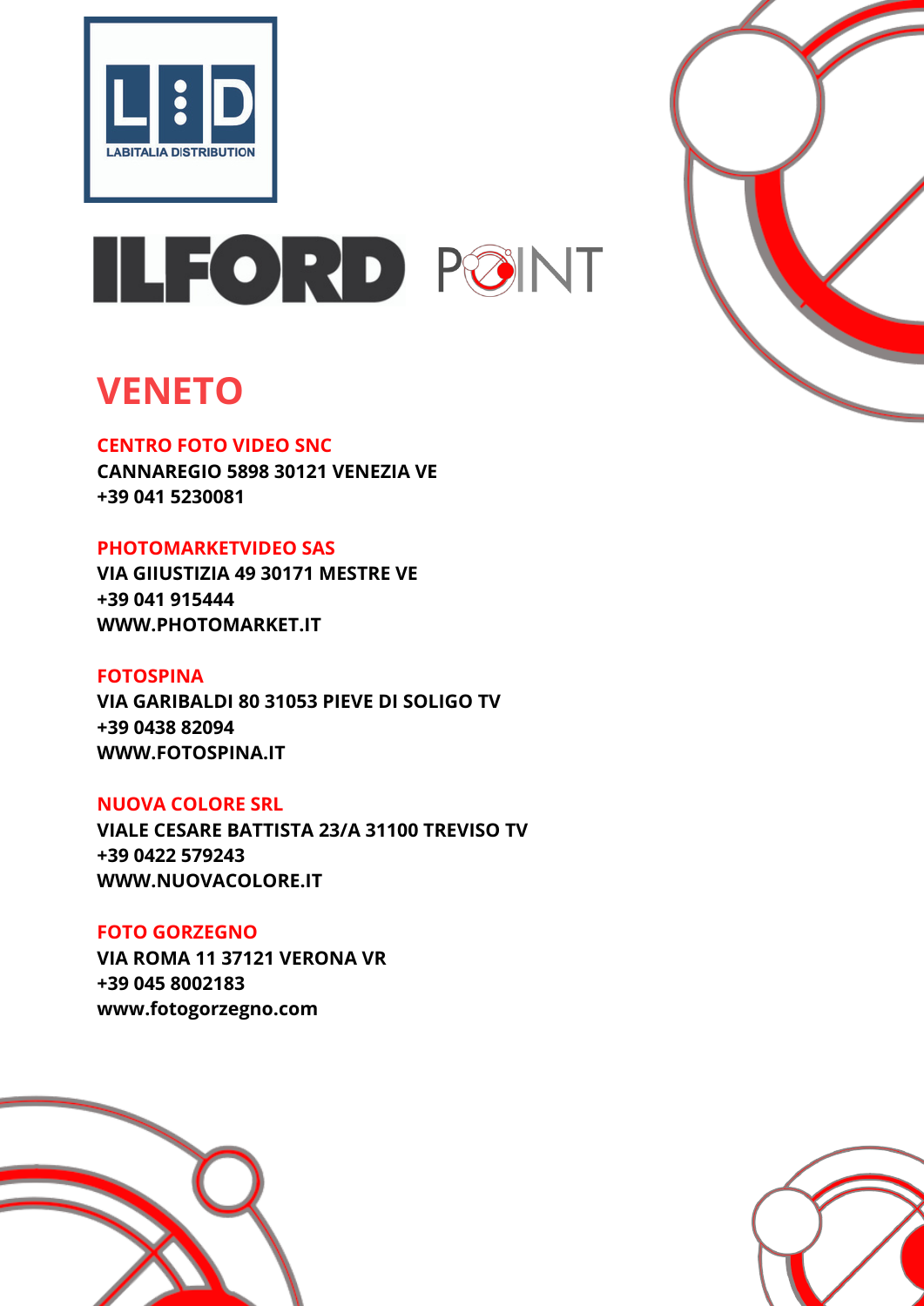LABITALIA DISTRIBUTION

ILFORD POINT

# VENETO

**CENTRO FOTO VIDEO SNC**
**CANNAREGIO 5898 30121 VENEZIA VE**
**+39 041 5230081**

**PHOTOMARKETVIDEO SAS**
**VIA GIIUSTIZIA 49 30171 MESTRE VE**
**+39 041 915444**
**WWW.PHOTOMARKET.IT**

**FOTOSPINA**
**VIA GARIBALDI 80 31053 PIEVE DI SOLIGO TV**
**+39 0438 82094**
**WWW.FOTOSPINA.IT**

**NUOVA COLORE SRL**
**VIALE CESARE BATTISTA 23/A 31100 TREVISO TV**
**+39 0422 579243**
**WWW.NUOVACOLORE.IT**

**FOTO GORZEGNO**
**VIA ROMA 11 37121 VERONA VR**
**+39 045 8002183**
**www.fotogorzegno.com**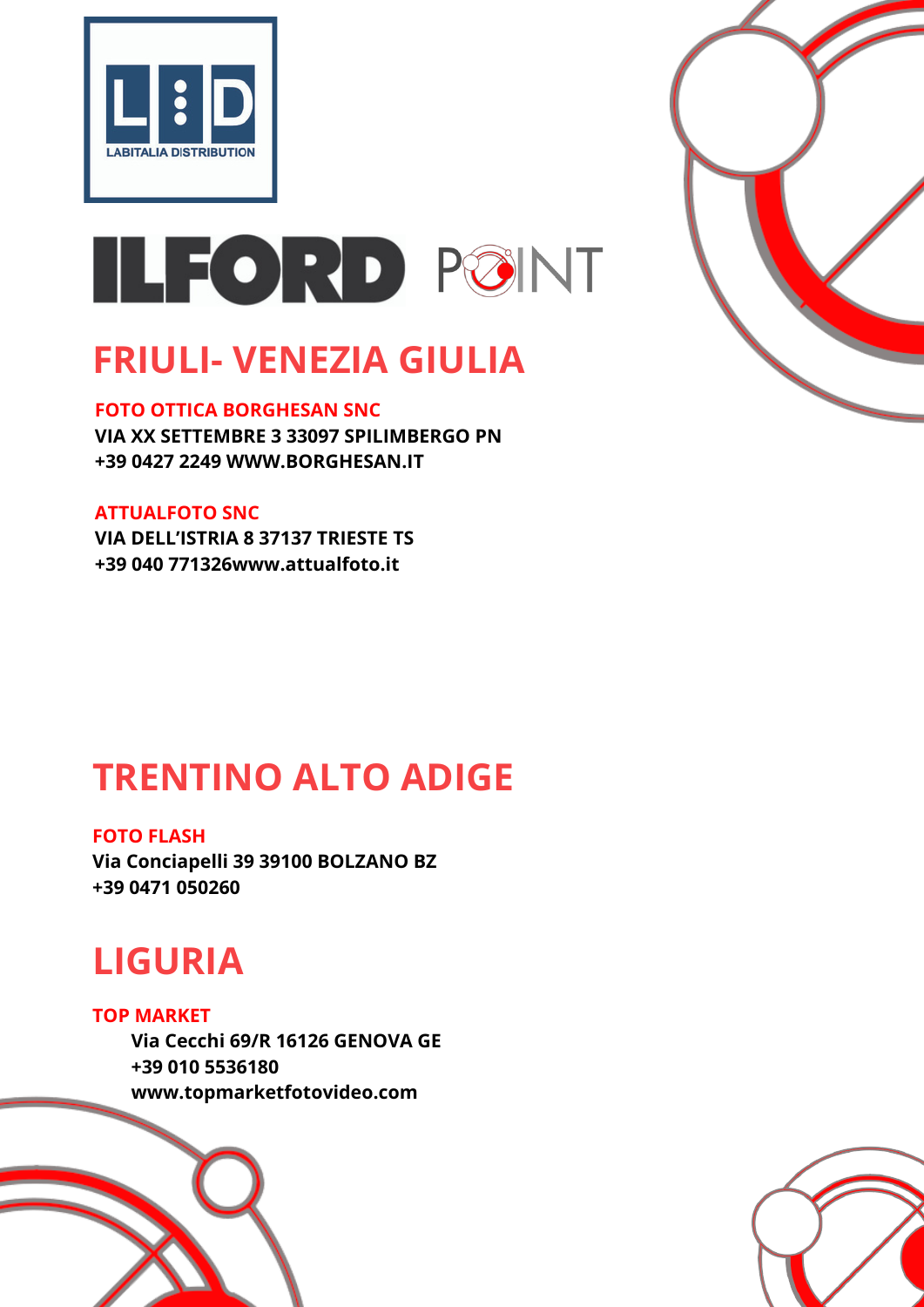LABITALIA DISTRIBUTION

ILFORD POINT

# FRIULI- VENEZIA GIULIA

**FOTO OTTICA BORGHESAN SNC**
**VIA XX SETTEMBRE 3 33097 SPILIMBERGO PN**
**+39 0427 2249 WWW.BORGHESAN.IT**

**ATTUALFOTO SNC**
**VIA DELL'ISTRIA 8 37137 TRIESTE TS**
**+39 040 771326www.attualfoto.it**

# TRENTINO ALTO ADIGE

**FOTO FLASH**
**Via Conciapelli 39 39100 BOLZANO BZ**
**+39 0471 050260**

# LIGURIA

**TOP MARKET**
**Via Cecchi 69/R 16126 GENOVA GE**
**+39 010 5536180**
**www.topmarketfotovideo.com**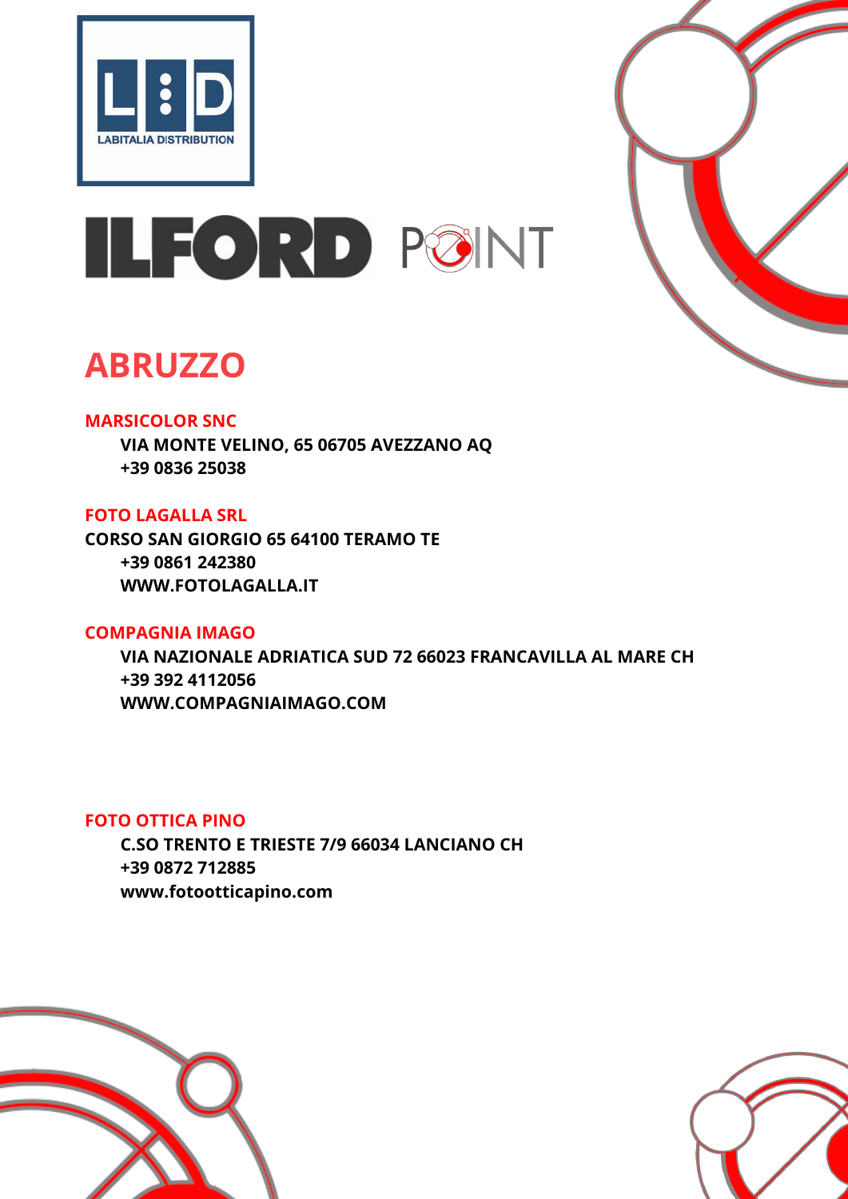LABITALIA DISTRIBUTION

ILFORD POINT

# ABRUZZO

**MARSICOLOR SNC**

**VIA MONTE VELINO, 65 06705 AVEZZANO AQ**
**+39 0836 25038**

**FOTO LAGALLA SRL**

**CORSO SAN GIORGIO 65 64100 TERAMO TE**
**+39 0861 242380**
**WWW.FOTOLAGALLA.IT**

**COMPAGNIA IMAGO**

**VIA NAZIONALE ADRIATICA SUD 72 66023 FRANCAVILLA AL MARE CH**
**+39 392 4112056**
**WWW.COMPAGNIAIMAGO.COM**

**FOTO OTTICA PINO**

**C.SO TRENTO E TRIESTE 7/9 66034 LANCIANO CH**
**+39 0872 712885**
**www.fotootticapino.com**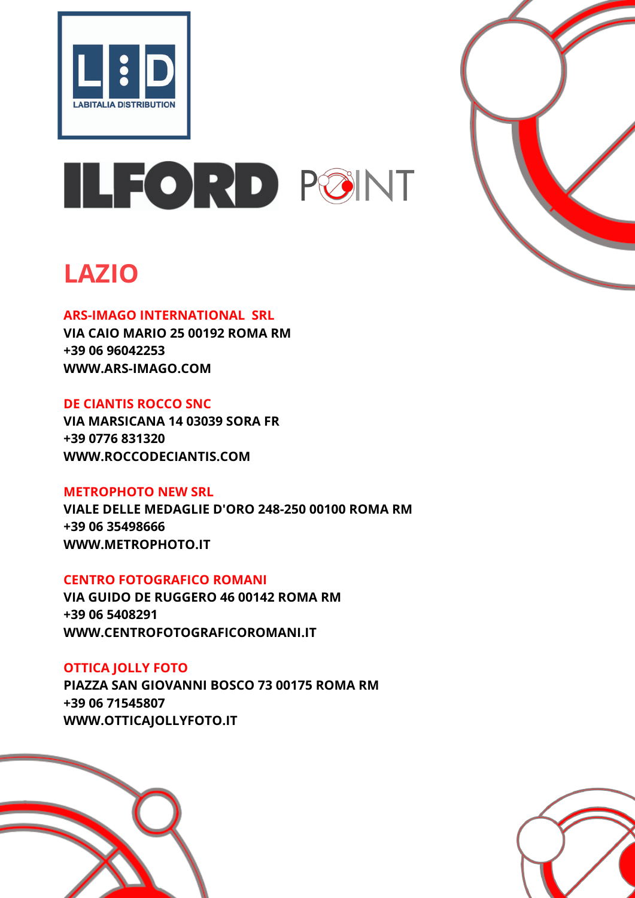LABITALIA DISTRIBUTION

ILFORD POINT

# LAZIO

**ARS-IMAGO INTERNATIONAL SRL**
**VIA CAIO MARIO 25 00192 ROMA RM**
**+39 06 96042253**
**WWW.ARS-IMAGO.COM**

**DE CIANTIS ROCCO SNC**
**VIA MARSICANA 14 03039 SORA FR**
**+39 0776 831320**
**WWW.ROCCODECIANTIS.COM**

**METROPHOTO NEW SRL**
**VIALE DELLE MEDAGLIE D'ORO 248-250 00100 ROMA RM**
**+39 06 35498666**
**WWW.METROPHOTO.IT**

**CENTRO FOTOGRAFICO ROMANI**
**VIA GUIDO DE RUGGERO 46 00142 ROMA RM**
**+39 06 5408291**
**WWW.CENTROFOTOGRAFICOROMANI.IT**

**OTTICA JOLLY FOTO**
**PIAZZA SAN GIOVANNI BOSCO 73 00175 ROMA RM**
**+39 06 71545807**
**WWW.OTTICAJOLLYFOTO.IT**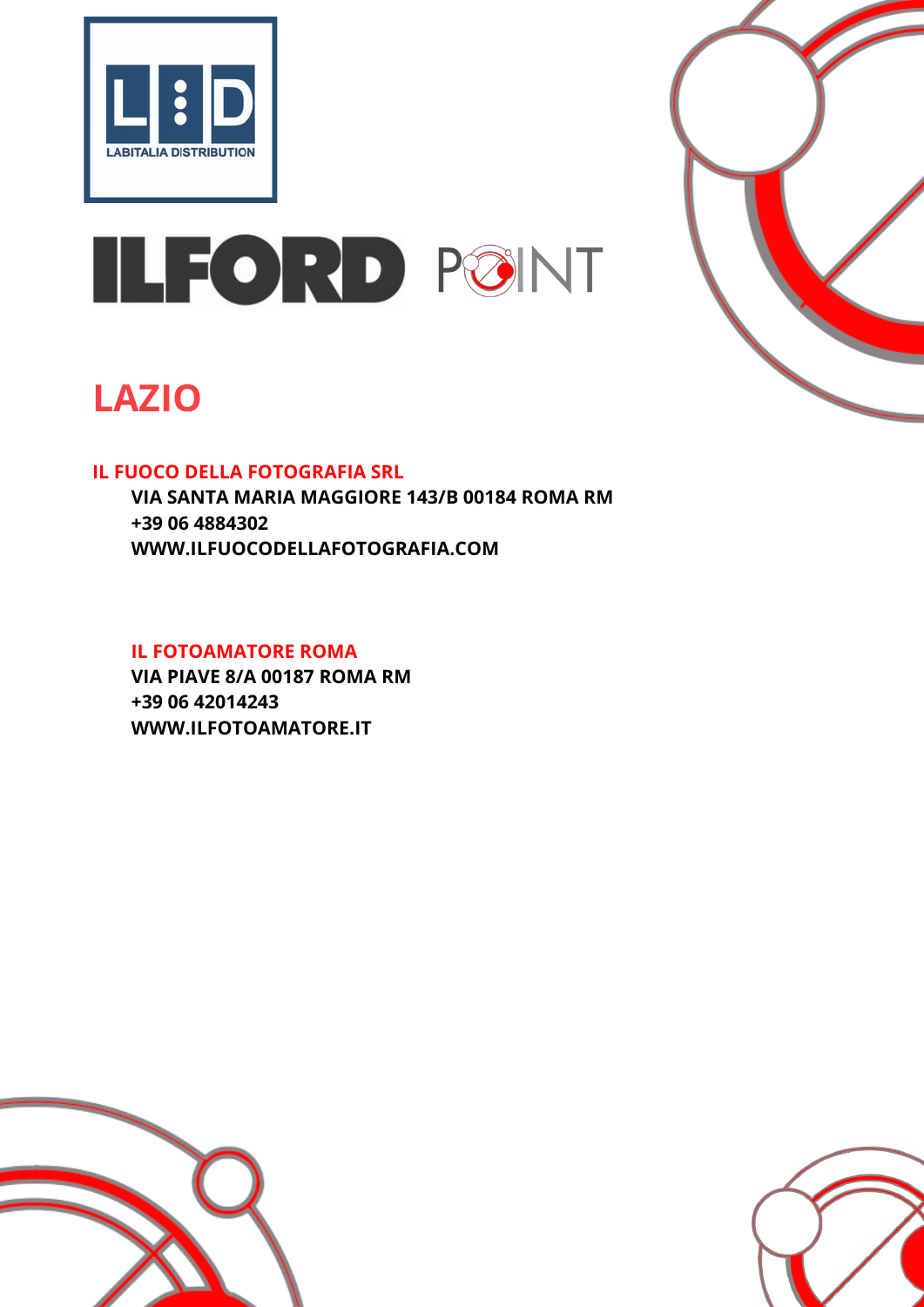LABITALIA DISTRIBUTION

ILFORD POINT

# LAZIO

**IL FUOCO DELLA FOTOGRAFIA SRL**

**VIA SANTA MARIA MAGGIORE 143/B 00184 ROMA RM**
**+39 06 4884302**
**WWW.ILFUOCODELLAFOTOGRAFIA.COM**

**IL FOTOAMATORE ROMA**

**VIA PIAVE 8/A 00187 ROMA RM**
**+39 06 42014243**
**WWW.ILFOTOAMATORE.IT**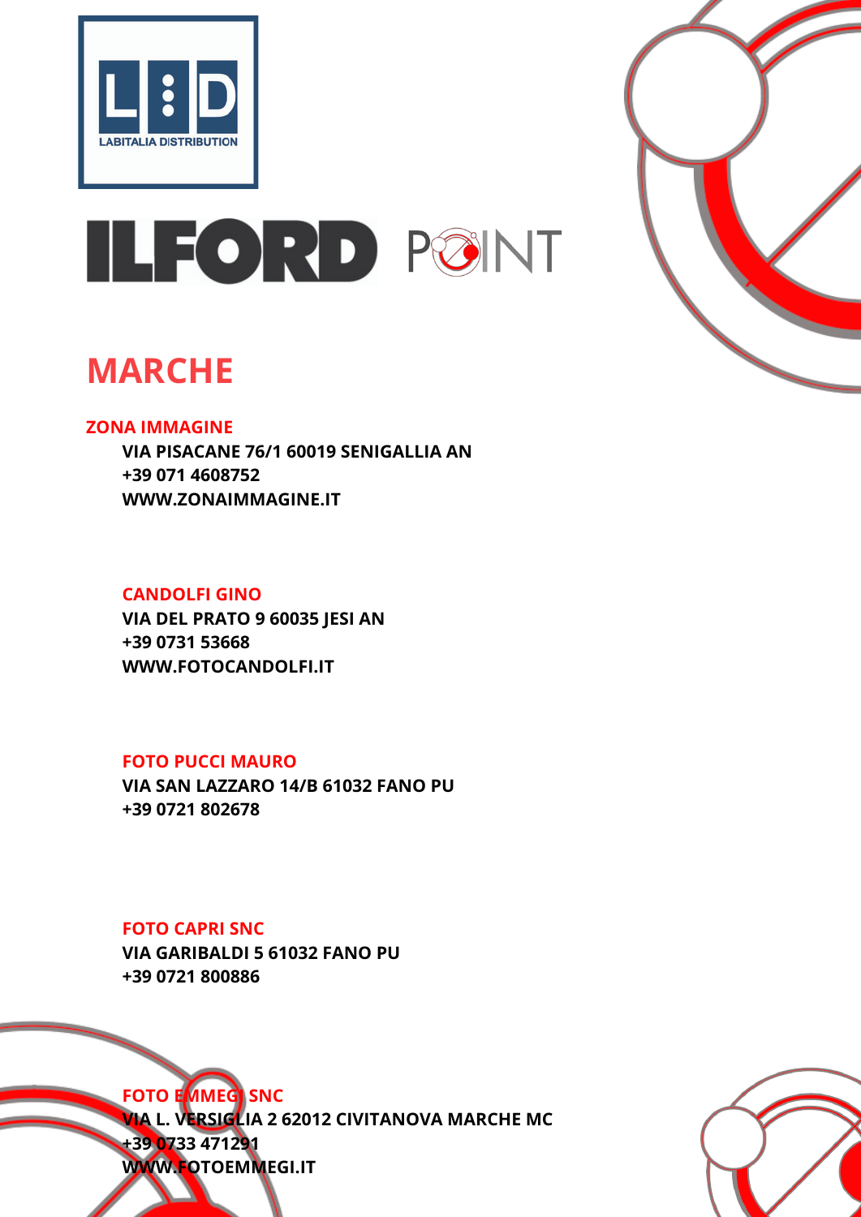LABITALIA DISTRIBUTION

ILFORD POINT

# MARCHE

**ZONA IMMAGINE**
**VIA PISACANE 76/1 60019 SENIGALLIA AN**
**+39 071 4608752**
**WWW.ZONAIMMAGINE.IT**

**CANDOLFI GINO**
**VIA DEL PRATO 9 60035 JESI AN**
**+39 0731 53668**
**WWW.FOTOCANDOLFI.IT**

**FOTO PUCCI MAURO**
**VIA SAN LAZZARO 14/B 61032 FANO PU**
**+39 0721 802678**

**FOTO CAPRI SNC**
**VIA GARIBALDI 5 61032 FANO PU**
**+39 0721 800886**

**FOTO EMMEGI SNC**
**VIA L. VERSIGLIA 2 62012 CIVITANOVA MARCHE MC**
**+39 0733 471291**
**WWW.FOTOEMMEGI.IT**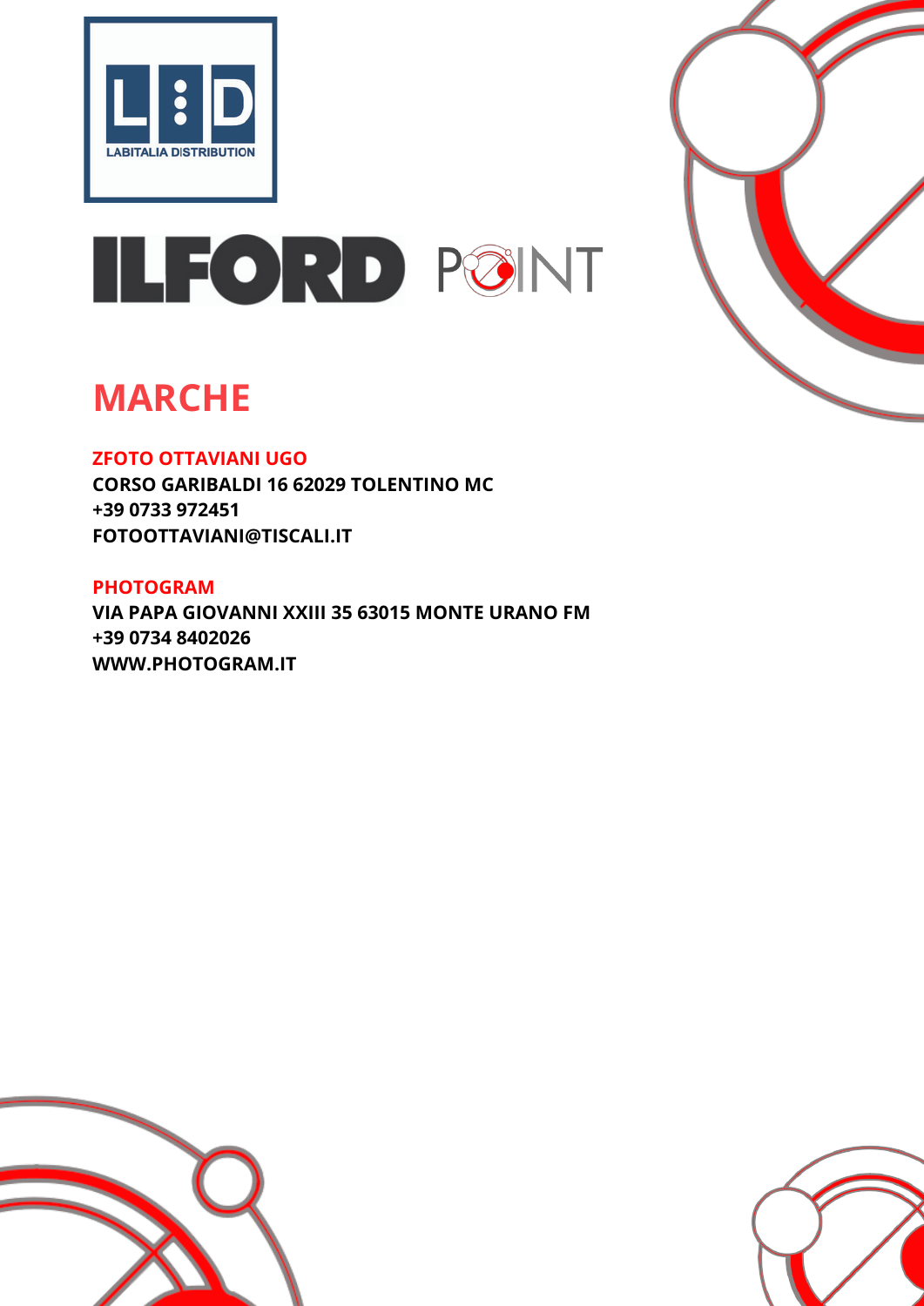LABITALIA DISTRIBUTION

ILFORD POINT

# MARCHE

**ZFOTO OTTAVIANI UGO**
**CORSO GARIBALDI 16 62029 TOLENTINO MC**
**+39 0733 972451**
**FOTOOTTAVIANI@TISCALI.IT**

**PHOTOGRAM**
**VIA PAPA GIOVANNI XXIII 35 63015 MONTE URANO FM**
**+39 0734 8402026**
**WWW.PHOTOGRAM.IT**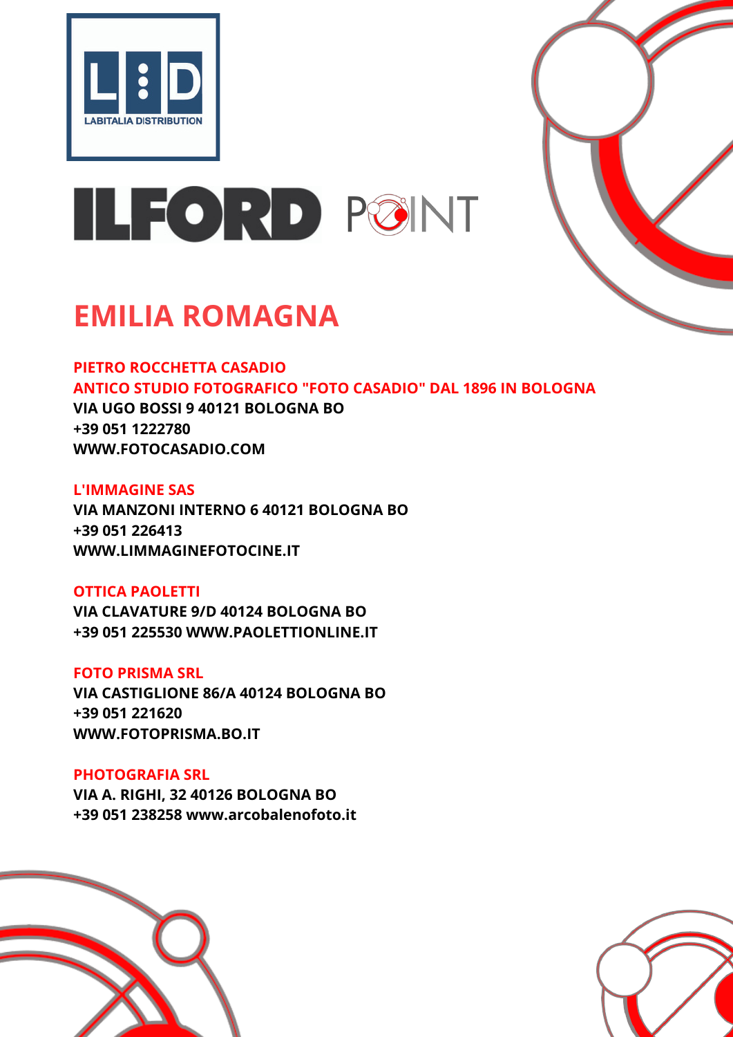LABITALIA DISTRIBUTION

ILFORD POINT

# EMILIA ROMAGNA

**PIETRO ROCCHETTA CASADIO**
**ANTICO STUDIO FOTOGRAFICO "FOTO CASADIO" DAL 1896 IN BOLOGNA**
**VIA UGO BOSSI 9 40121 BOLOGNA BO**
**+39 051 1222780**
**WWW.FOTOCASADIO.COM**

**L'IMMAGINE SAS**
**VIA MANZONI INTERNO 6 40121 BOLOGNA BO**
**+39 051 226413**
**WWW.LIMMAGINEFOTOCINE.IT**

**OTTICA PAOLETTI**
**VIA CLAVATURE 9/D 40124 BOLOGNA BO**
**+39 051 225530 WWW.PAOLETTIONLINE.IT**

**FOTO PRISMA SRL**
**VIA CASTIGLIONE 86/A 40124 BOLOGNA BO**
**+39 051 221620**
**WWW.FOTOPRISMA.BO.IT**

**PHOTOGRAFIA SRL**
**VIA A. RIGHI, 32 40126 BOLOGNA BO**
**+39 051 238258 www.arcobalenofoto.it**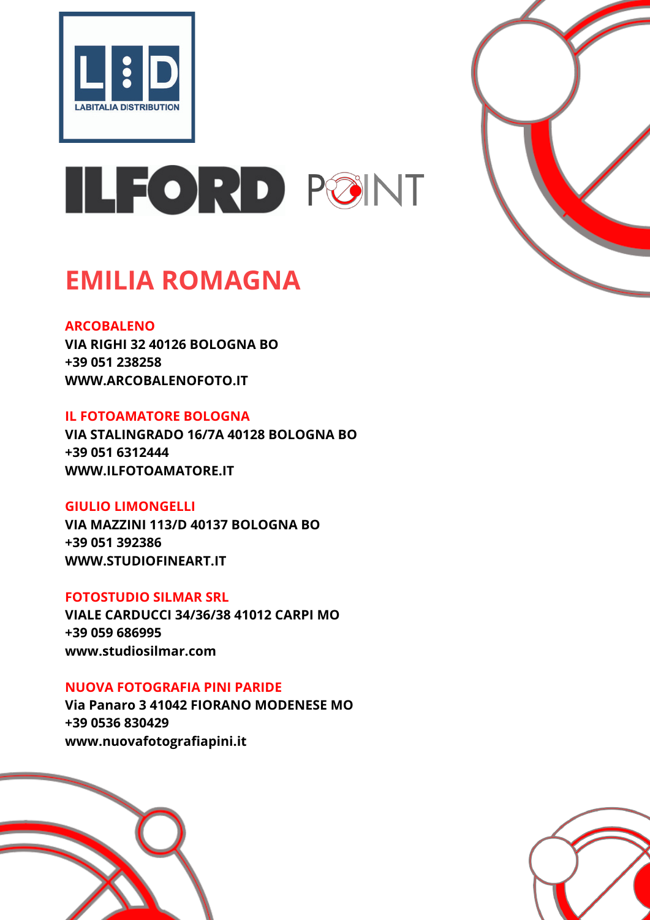LABITALIA DISTRIBUTION

ILFORD POINT

# EMILIA ROMAGNA

**ARCOBALENO**
**VIA RIGHI 32 40126 BOLOGNA BO**
**+39 051 238258**
**WWW.ARCOBALENOFOTO.IT**

**IL FOTOAMATORE BOLOGNA**
**VIA STALINGRADO 16/7A 40128 BOLOGNA BO**
**+39 051 6312444**
**WWW.ILFOTOAMATORE.IT**

**GIULIO LIMONGELLI**
**VIA MAZZINI 113/D 40137 BOLOGNA BO**
**+39 051 392386**
**WWW.STUDIOFINEART.IT**

**FOTOSTUDIO SILMAR SRL**
**VIALE CARDUCCI 34/36/38 41012 CARPI MO**
**+39 059 686995**
**www.studiosilmar.com**

**NUOVA FOTOGRAFIA PINI PARIDE**
**Via Panaro 3 41042 FIORANO MODENESE MO**
**+39 0536 830429**
**www.nuovafotografiapini.it**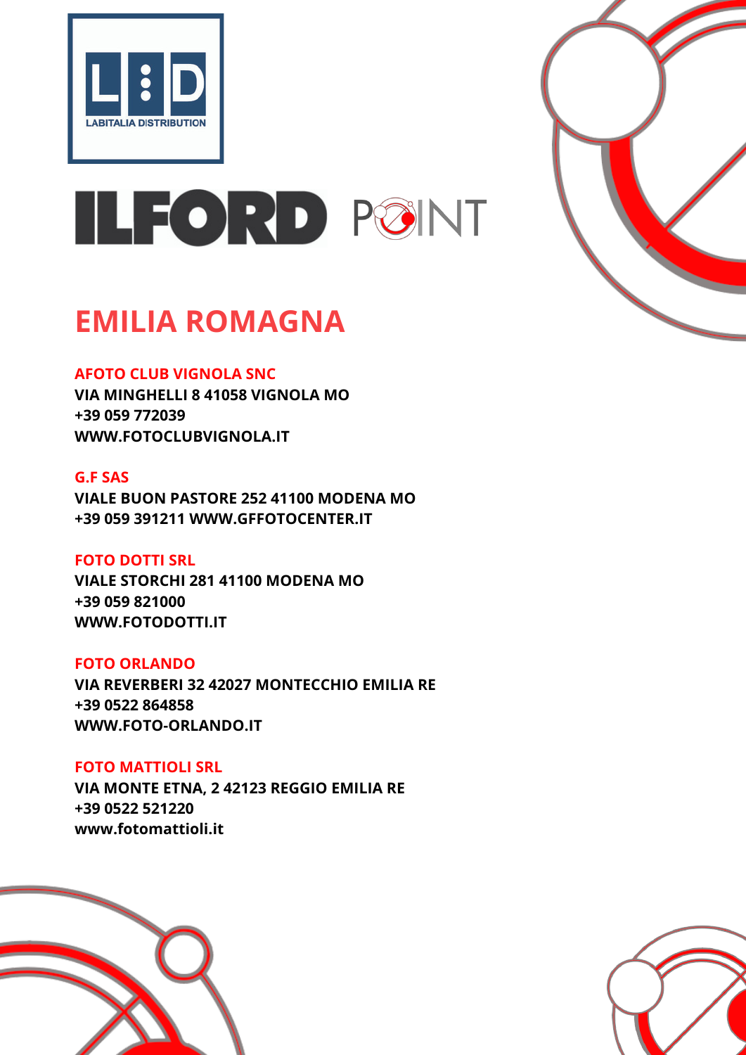LABITALIA DISTRIBUTION

ILFORD POINT

# EMILIA ROMAGNA

**AFOTO CLUB VIGNOLA SNC**
**VIA MINGHELLI 8 41058 VIGNOLA MO**
**+39 059 772039**
**WWW.FOTOCLUBVIGNOLA.IT**

**G.F SAS**
**VIALE BUON PASTORE 252 41100 MODENA MO**
**+39 059 391211 WWW.GFFOTOCENTER.IT**

**FOTO DOTTI SRL**
**VIALE STORCHI 281 41100 MODENA MO**
**+39 059 821000**
**WWW.FOTODOTTI.IT**

**FOTO ORLANDO**
**VIA REVERBERI 32 42027 MONTECCHIO EMILIA RE**
**+39 0522 864858**
**WWW.FOTO-ORLANDO.IT**

**FOTO MATTIOLI SRL**
**VIA MONTE ETNA, 2 42123 REGGIO EMILIA RE**
**+39 0522 521220**
**www.fotomattioli.it**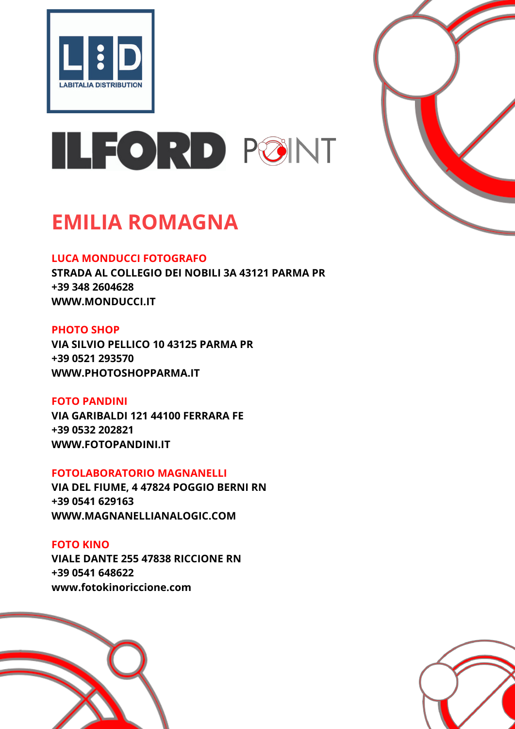LABITALIA DISTRIBUTION

ILFORD POINT

# EMILIA ROMAGNA

**LUCA MONDUCCI FOTOGRAFO**
**STRADA AL COLLEGIO DEI NOBILI 3A 43121 PARMA PR**
**+39 348 2604628**
**WWW.MONDUCCI.IT**

**PHOTO SHOP**
**VIA SILVIO PELLICO 10 43125 PARMA PR**
**+39 0521 293570**
**WWW.PHOTOSHOPPARMA.IT**

**FOTO PANDINI**
**VIA GARIBALDI 121 44100 FERRARA FE**
**+39 0532 202821**
**WWW.FOTOPANDINI.IT**

**FOTOLABORATORIO MAGNANELLI**
**VIA DEL FIUME, 4 47824 POGGIO BERNI RN**
**+39 0541 629163**
**WWW.MAGNANELLIANALOGIC.COM**

**FOTO KINO**
**VIALE DANTE 255 47838 RICCIONE RN**
**+39 0541 648622**
**www.fotokinoriccione.com**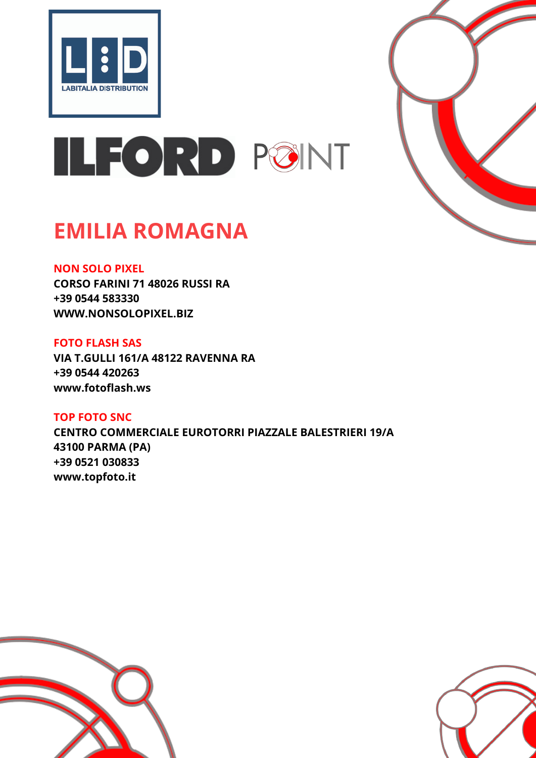LABITALIA DISTRIBUTION

ILFORD POINT

# EMILIA ROMAGNA

**NON SOLO PIXEL**
**CORSO FARINI 71 48026 RUSSI RA**
**+39 0544 583330**
**WWW.NONSOLOPIXEL.BIZ**

**FOTO FLASH SAS**
**VIA T.GULLI 161/A 48122 RAVENNA RA**
**+39 0544 420263**
**www.fotoflash.ws**

**TOP FOTO SNC**
**CENTRO COMMERCIALE EUROTORRI PIAZZALE BALESTRIERI 19/A**
**43100 PARMA (PA)**
**+39 0521 030833**
**www.topfoto.it**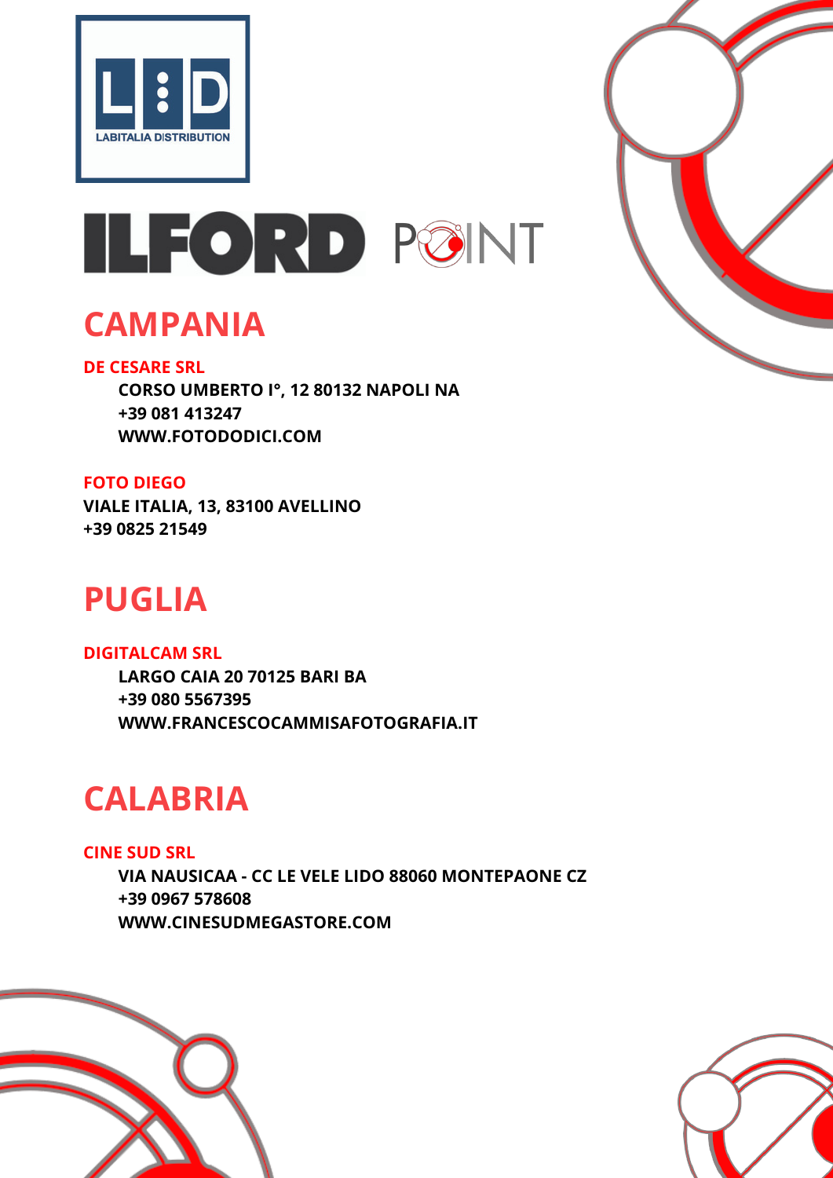LABITALIA DISTRIBUTION

ILFORD POINT

# CAMPANIA

**DE CESARE SRL**

**CORSO UMBERTO I°, 12 80132 NAPOLI NA**
**+39 081 413247**
**WWW.FOTODODICI.COM**

**FOTO DIEGO**

**VIALE ITALIA, 13, 83100 AVELLINO**
**+39 0825 21549**

# PUGLIA

**DIGITALCAM SRL**

**LARGO CAIA 20 70125 BARI BA**
**+39 080 5567395**
**WWW.FRANCESCOCAMMISAFOTOGRAFIA.IT**

# CALABRIA

**CINE SUD SRL**

**VIA NAUSICAA - CC LE VELE LIDO 88060 MONTEPAONE CZ**
**+39 0967 578608**
**WWW.CINESUDMEGASTORE.COM**